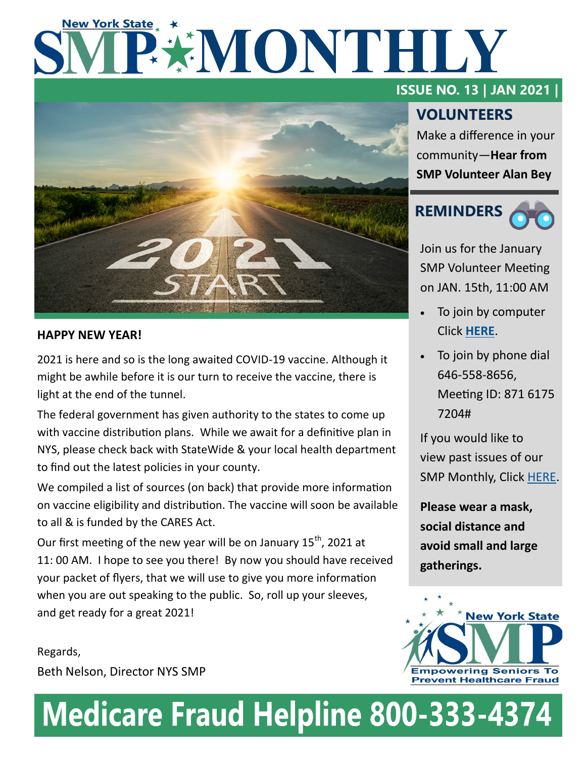# New York State SMP MONTHLY

**ISSUE NO. 13 | JAN 2021 |**

**HAPPY NEW YEAR!**

2021 is here and so is the long awaited COVID-19 vaccine. Although it might be awhile before it is our turn to receive the vaccine, there is light at the end of the tunnel.

The federal government has given authority to the states to come up with vaccine distribution plans. While we await for a definitive plan in NYS, please check back with StateWide & your local health department to find out the latest policies in your county.

We compiled a list of sources (on back) that provide more information on vaccine eligibility and distribution. The vaccine will soon be available to all & is funded by the CARES Act.

Our first meeting of the new year will be on January 15th, 2021 at 11: 00 AM. I hope to see you there! By now you should have received your packet of flyers, that we will use to give you more information when you are out speaking to the public. So, roll up your sleeves, and get ready for a great 2021!

Regards,

Beth Nelson, Director NYS SMP

## VOLUNTEERS

Make a difference in your community—**Hear from SMP Volunteer Alan Bey**

## REMINDERS

Join us for the January SMP Volunteer Meeting on JAN. 15th, 11:00 AM

- To join by computer Click **HERE**.
- To join by phone dial 646-558-8656, Meeting ID: 871 6175 7204#

If you would like to view past issues of our SMP Monthly, Click HERE.

**Please wear a mask, social distance and avoid small and large gatherings.**

New York State SMP — Empowering Seniors To Prevent Healthcare Fraud

# Medicare Fraud Helpline 800-333-4374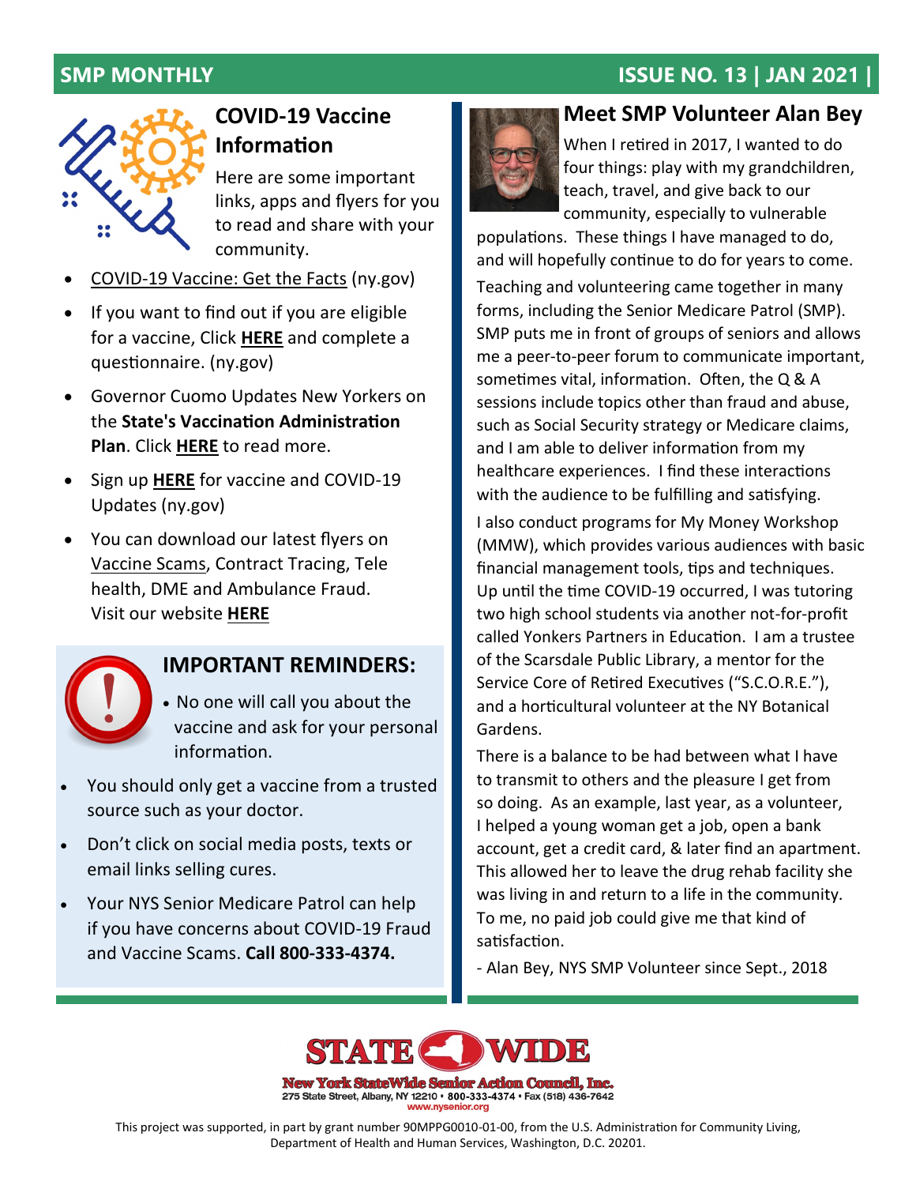## COVID-19 Vaccine Information

Here are some important links, apps and flyers for you to read and share with your community.

- COVID-19 Vaccine: Get the Facts (ny.gov)
- If you want to find out if you are eligible for a vaccine, Click **HERE** and complete a questionnaire. (ny.gov)
- Governor Cuomo Updates New Yorkers on the **State's Vaccination Administration Plan**. Click **HERE** to read more.
- Sign up **HERE** for vaccine and COVID-19 Updates (ny.gov)
- You can download our latest flyers on Vaccine Scams, Contract Tracing, Tele health, DME and Ambulance Fraud. Visit our website **HERE**

## IMPORTANT REMINDERS:

- No one will call you about the vaccine and ask for your personal information.
- You should only get a vaccine from a trusted source such as your doctor.
- Don't click on social media posts, texts or email links selling cures.
- Your NYS Senior Medicare Patrol can help if you have concerns about COVID-19 Fraud and Vaccine Scams. **Call 800-333-4374.**

## Meet SMP Volunteer Alan Bey

When I retired in 2017, I wanted to do four things: play with my grandchildren, teach, travel, and give back to our community, especially to vulnerable populations. These things I have managed to do, and will hopefully continue to do for years to come.

Teaching and volunteering came together in many forms, including the Senior Medicare Patrol (SMP). SMP puts me in front of groups of seniors and allows me a peer-to-peer forum to communicate important, sometimes vital, information. Often, the Q & A sessions include topics other than fraud and abuse, such as Social Security strategy or Medicare claims, and I am able to deliver information from my healthcare experiences. I find these interactions with the audience to be fulfilling and satisfying.

I also conduct programs for My Money Workshop (MMW), which provides various audiences with basic financial management tools, tips and techniques. Up until the time COVID-19 occurred, I was tutoring two high school students via another not-for-profit called Yonkers Partners in Education. I am a trustee of the Scarsdale Public Library, a mentor for the Service Core of Retired Executives ("S.C.O.R.E."), and a horticultural volunteer at the NY Botanical Gardens.

There is a balance to be had between what I have to transmit to others and the pleasure I get from so doing. As an example, last year, as a volunteer, I helped a young woman get a job, open a bank account, get a credit card, & later find an apartment. This allowed her to leave the drug rehab facility she was living in and return to a life in the community. To me, no paid job could give me that kind of satisfaction.

- Alan Bey, NYS SMP Volunteer since Sept., 2018

STATE WIDE

New York StateWide Senior Action Council, Inc.
275 State Street, Albany, NY 12210 • 800-333-4374 • Fax (518) 436-7642
www.nysenior.org

This project was supported, in part by grant number 90MPPG0010-01-00, from the U.S. Administration for Community Living, Department of Health and Human Services, Washington, D.C. 20201.